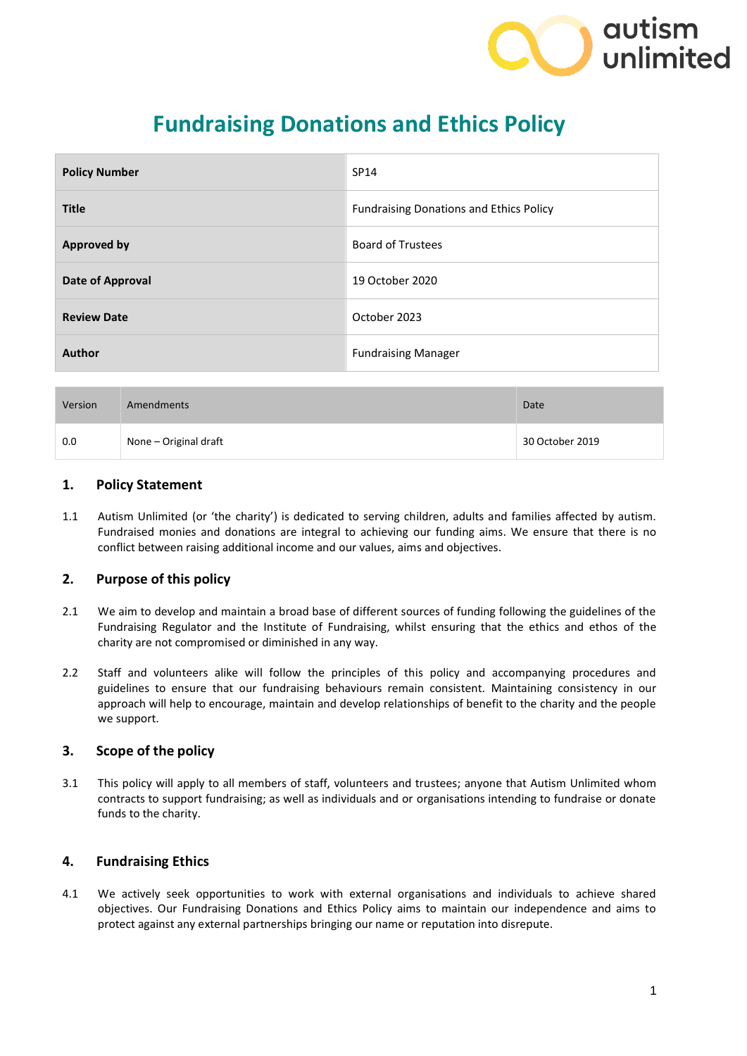# Fundraising Donations and Ethics Policy

| Policy Number | SP14 |
|---|---|
| Title | Fundraising Donations and Ethics Policy |
| Approved by | Board of Trustees |
| Date of Approval | 19 October 2020 |
| Review Date | October 2023 |
| Author | Fundraising Manager |

| Version | Amendments | Date |
|---|---|---|
| 0.0 | None – Original draft | 30 October 2019 |

## 1. Policy Statement

1.1 Autism Unlimited (or 'the charity') is dedicated to serving children, adults and families affected by autism. Fundraised monies and donations are integral to achieving our funding aims. We ensure that there is no conflict between raising additional income and our values, aims and objectives.

## 2. Purpose of this policy

2.1 We aim to develop and maintain a broad base of different sources of funding following the guidelines of the Fundraising Regulator and the Institute of Fundraising, whilst ensuring that the ethics and ethos of the charity are not compromised or diminished in any way.

2.2 Staff and volunteers alike will follow the principles of this policy and accompanying procedures and guidelines to ensure that our fundraising behaviours remain consistent. Maintaining consistency in our approach will help to encourage, maintain and develop relationships of benefit to the charity and the people we support.

## 3. Scope of the policy

3.1 This policy will apply to all members of staff, volunteers and trustees; anyone that Autism Unlimited whom contracts to support fundraising; as well as individuals and or organisations intending to fundraise or donate funds to the charity.

## 4. Fundraising Ethics

4.1 We actively seek opportunities to work with external organisations and individuals to achieve shared objectives. Our Fundraising Donations and Ethics Policy aims to maintain our independence and aims to protect against any external partnerships bringing our name or reputation into disrepute.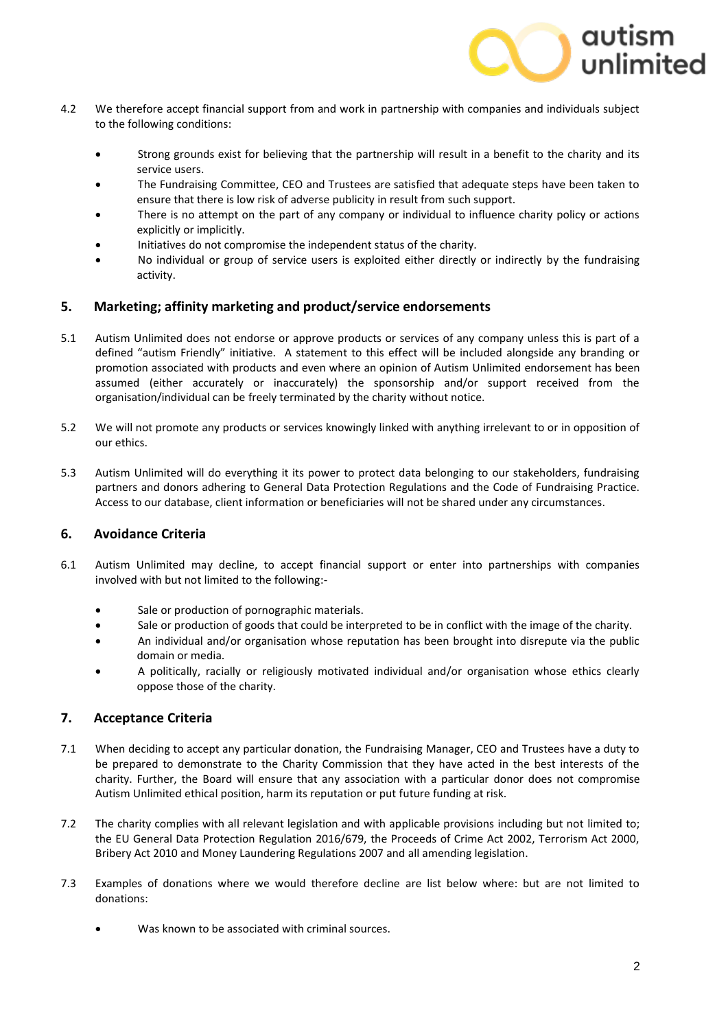4.2 We therefore accept financial support from and work in partnership with companies and individuals subject to the following conditions:

- Strong grounds exist for believing that the partnership will result in a benefit to the charity and its service users.
- The Fundraising Committee, CEO and Trustees are satisfied that adequate steps have been taken to ensure that there is low risk of adverse publicity in result from such support.
- There is no attempt on the part of any company or individual to influence charity policy or actions explicitly or implicitly.
- Initiatives do not compromise the independent status of the charity.
- No individual or group of service users is exploited either directly or indirectly by the fundraising activity.

## 5. Marketing; affinity marketing and product/service endorsements

5.1 Autism Unlimited does not endorse or approve products or services of any company unless this is part of a defined "autism Friendly" initiative. A statement to this effect will be included alongside any branding or promotion associated with products and even where an opinion of Autism Unlimited endorsement has been assumed (either accurately or inaccurately) the sponsorship and/or support received from the organisation/individual can be freely terminated by the charity without notice.

5.2 We will not promote any products or services knowingly linked with anything irrelevant to or in opposition of our ethics.

5.3 Autism Unlimited will do everything it its power to protect data belonging to our stakeholders, fundraising partners and donors adhering to General Data Protection Regulations and the Code of Fundraising Practice. Access to our database, client information or beneficiaries will not be shared under any circumstances.

## 6. Avoidance Criteria

6.1 Autism Unlimited may decline, to accept financial support or enter into partnerships with companies involved with but not limited to the following:-

- Sale or production of pornographic materials.
- Sale or production of goods that could be interpreted to be in conflict with the image of the charity.
- An individual and/or organisation whose reputation has been brought into disrepute via the public domain or media.
- A politically, racially or religiously motivated individual and/or organisation whose ethics clearly oppose those of the charity.

## 7. Acceptance Criteria

7.1 When deciding to accept any particular donation, the Fundraising Manager, CEO and Trustees have a duty to be prepared to demonstrate to the Charity Commission that they have acted in the best interests of the charity. Further, the Board will ensure that any association with a particular donor does not compromise Autism Unlimited ethical position, harm its reputation or put future funding at risk.

7.2 The charity complies with all relevant legislation and with applicable provisions including but not limited to; the EU General Data Protection Regulation 2016/679, the Proceeds of Crime Act 2002, Terrorism Act 2000, Bribery Act 2010 and Money Laundering Regulations 2007 and all amending legislation.

7.3 Examples of donations where we would therefore decline are list below where: but are not limited to donations:

- Was known to be associated with criminal sources.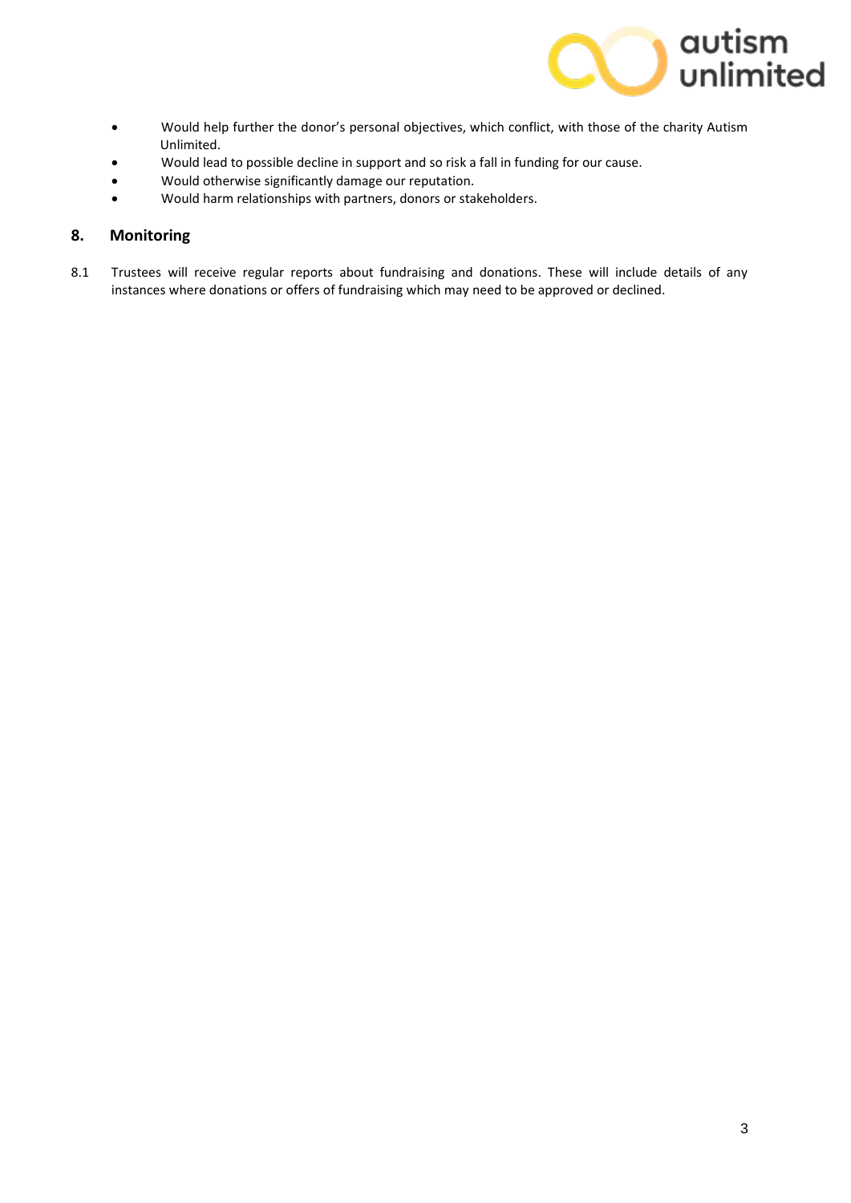- Would help further the donor's personal objectives, which conflict, with those of the charity Autism Unlimited.
- Would lead to possible decline in support and so risk a fall in funding for our cause.
- Would otherwise significantly damage our reputation.
- Would harm relationships with partners, donors or stakeholders.

## 8. Monitoring

8.1 Trustees will receive regular reports about fundraising and donations. These will include details of any instances where donations or offers of fundraising which may need to be approved or declined.